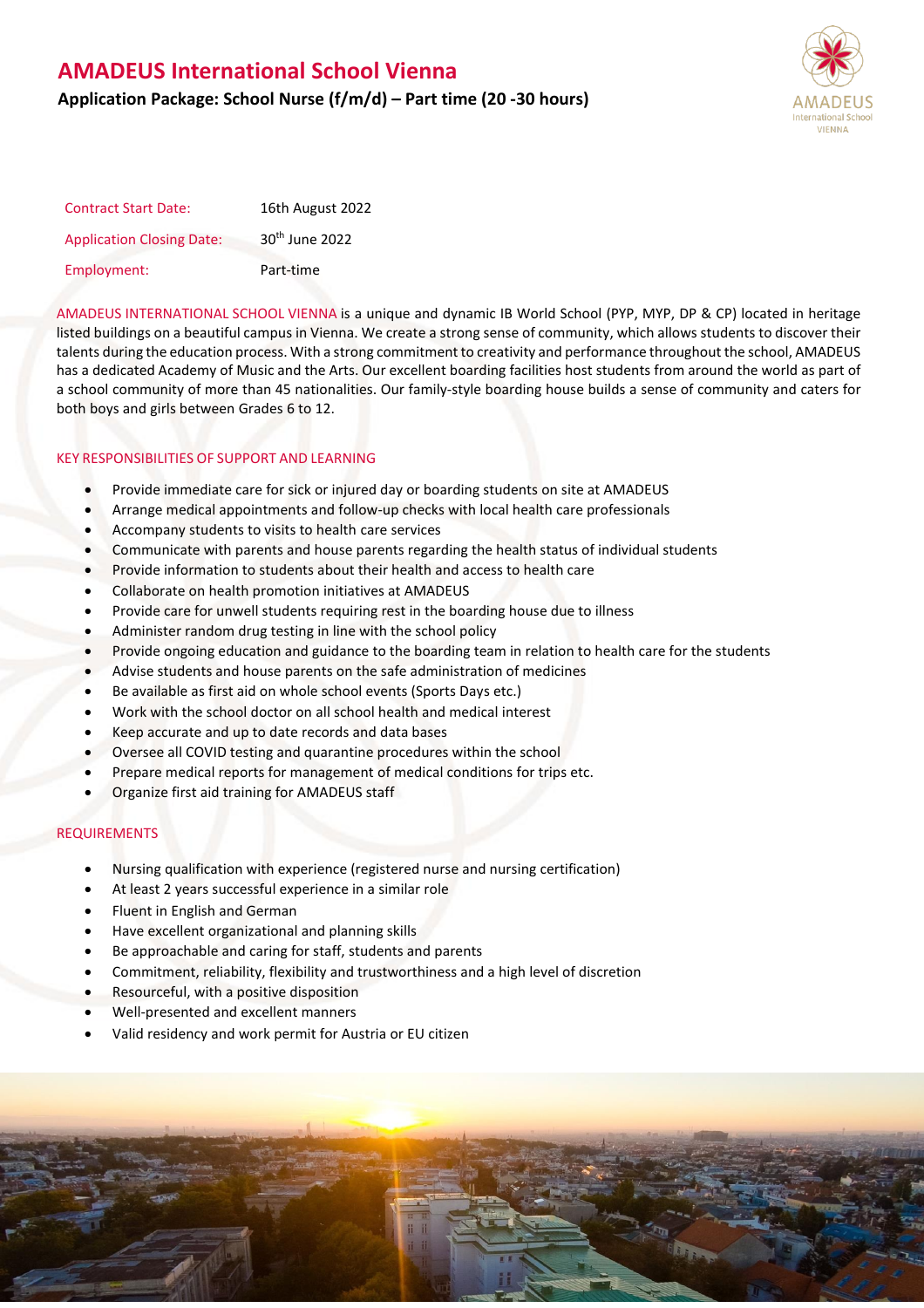# AMADEUS International School Vienna

**Application Package: School Nurse (f/m/d) – Part time (20 -30 hours)**

| | |
|---|---|
| Contract Start Date: | 16th August 2022 |
| Application Closing Date: | 30th June 2022 |
| Employment: | Part-time |

AMADEUS INTERNATIONAL SCHOOL VIENNA is a unique and dynamic IB World School (PYP, MYP, DP & CP) located in heritage listed buildings on a beautiful campus in Vienna. We create a strong sense of community, which allows students to discover their talents during the education process. With a strong commitment to creativity and performance throughout the school, AMADEUS has a dedicated Academy of Music and the Arts. Our excellent boarding facilities host students from around the world as part of a school community of more than 45 nationalities. Our family-style boarding house builds a sense of community and caters for both boys and girls between Grades 6 to 12.

## KEY RESPONSIBILITIES OF SUPPORT AND LEARNING

- Provide immediate care for sick or injured day or boarding students on site at AMADEUS
- Arrange medical appointments and follow-up checks with local health care professionals
- Accompany students to visits to health care services
- Communicate with parents and house parents regarding the health status of individual students
- Provide information to students about their health and access to health care
- Collaborate on health promotion initiatives at AMADEUS
- Provide care for unwell students requiring rest in the boarding house due to illness
- Administer random drug testing in line with the school policy
- Provide ongoing education and guidance to the boarding team in relation to health care for the students
- Advise students and house parents on the safe administration of medicines
- Be available as first aid on whole school events (Sports Days etc.)
- Work with the school doctor on all school health and medical interest
- Keep accurate and up to date records and data bases
- Oversee all COVID testing and quarantine procedures within the school
- Prepare medical reports for management of medical conditions for trips etc.
- Organize first aid training for AMADEUS staff

## REQUIREMENTS

- Nursing qualification with experience (registered nurse and nursing certification)
- At least 2 years successful experience in a similar role
- Fluent in English and German
- Have excellent organizational and planning skills
- Be approachable and caring for staff, students and parents
- Commitment, reliability, flexibility and trustworthiness and a high level of discretion
- Resourceful, with a positive disposition
- Well-presented and excellent manners
- Valid residency and work permit for Austria or EU citizen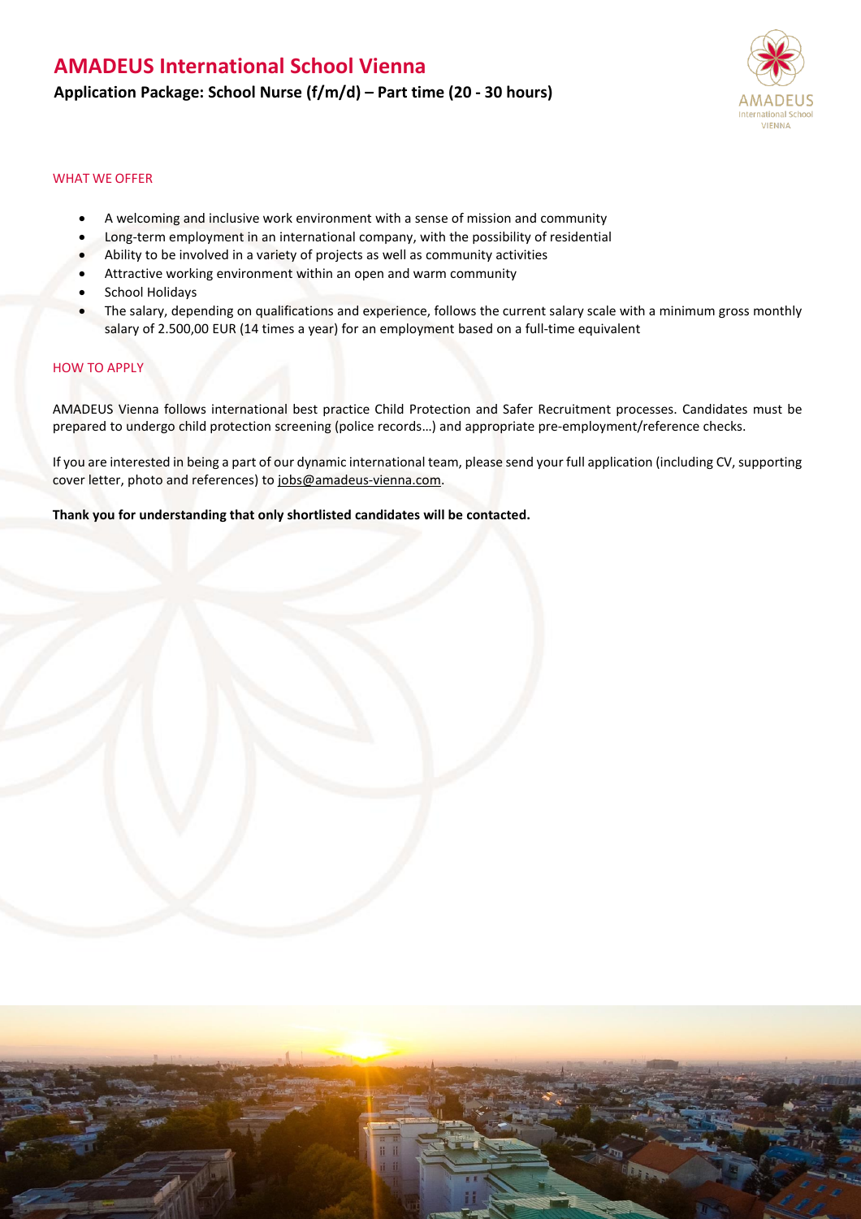# AMADEUS International School Vienna

**Application Package: School Nurse (f/m/d) – Part time (20 - 30 hours)**

## WHAT WE OFFER

- A welcoming and inclusive work environment with a sense of mission and community
- Long-term employment in an international company, with the possibility of residential
- Ability to be involved in a variety of projects as well as community activities
- Attractive working environment within an open and warm community
- School Holidays
- The salary, depending on qualifications and experience, follows the current salary scale with a minimum gross monthly salary of 2.500,00 EUR (14 times a year) for an employment based on a full-time equivalent

## HOW TO APPLY

AMADEUS Vienna follows international best practice Child Protection and Safer Recruitment processes. Candidates must be prepared to undergo child protection screening (police records…) and appropriate pre-employment/reference checks.

If you are interested in being a part of our dynamic international team, please send your full application (including CV, supporting cover letter, photo and references) to jobs@amadeus-vienna.com.

**Thank you for understanding that only shortlisted candidates will be contacted.**